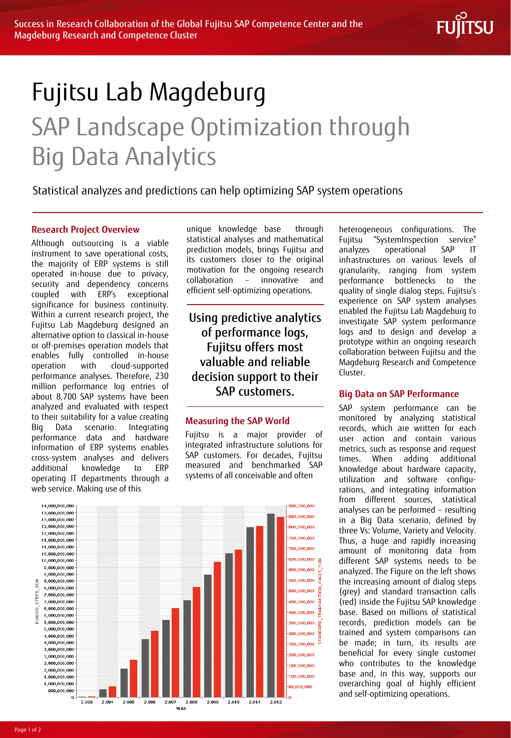Success in Research Collaboration of the Global Fujitsu SAP Competence Center and the Magdeburg Research and Competence Cluster

# Fujitsu Lab Magdeburg

## SAP Landscape Optimization through Big Data Analytics

Statistical analyzes and predictions can help optimizing SAP system operations

### Research Project Overview

Although outsourcing is a viable instrument to save operational costs, the majority of ERP systems is still operated in-house due to privacy, security and dependency concerns coupled with ERP's exceptional significance for business continuity. Within a current research project, the Fujitsu Lab Magdeburg designed an alternative option to classical in-house or off-premises operation models that enables fully controlled in-house operation with cloud-supported performance analyses. Therefore, 230 million performance log entries of about 8,700 SAP systems have been analyzed and evaluated with respect to their suitability for a value creating Big Data scenario. Integrating performance data and hardware information of ERP systems enables cross-system analyses and delivers additional knowledge to ERP operating IT departments through a web service. Making use of this unique knowledge base through statistical analyses and mathematical prediction models, brings Fujitsu and its customers closer to the original motivation for the ongoing research collaboration – innovative and efficient self-optimizing operations.

**Using predictive analytics of performance logs, Fujitsu offers most valuable and reliable decision support to their SAP customers.**

### Measuring the SAP World

Fujitsu is a major provider of integrated infrastructure solutions for SAP customers. For decades, Fujitsu measured and benchmarked SAP systems of all conceivable and often heterogeneous configurations. The Fujitsu "SystemInspection service" analyzes operational SAP IT infrastructures on various levels of granularity, ranging from system performance bottlenecks to the quality of single dialog steps. Fujitsu's experience on SAP system analyses enabled the Fujitsu Lab Magdeburg to investigate SAP system performance logs and to design and develop a prototype within an ongoing research collaboration between Fujitsu and the Magdeburg Research and Competence Cluster.

### Big Data on SAP Performance

SAP system performance can be monitored by analyzing statistical records, which are written for each user action and contain various metrics, such as response and request times. When adding additional knowledge about hardware capacity, utilization and software configurations, and integrating information from different sources, statistical analyses can be performed – resulting in a Big Data scenario, defined by three Vs: Volume, Variety and Velocity. Thus, a huge and rapidly increasing amount of monitoring data from different SAP systems needs to be analyzed. The Figure on the left shows the increasing amount of dialog steps (grey) and standard transaction calls (red) inside the Fujitsu SAP knowledge base. Based on millions of statistical records, prediction models can be trained and system comparisons can be made; in turn, its results are beneficial for every single customer who contributes to the knowledge base and, in this way, supports our overarching goal of highly efficient and self-optimizing operations.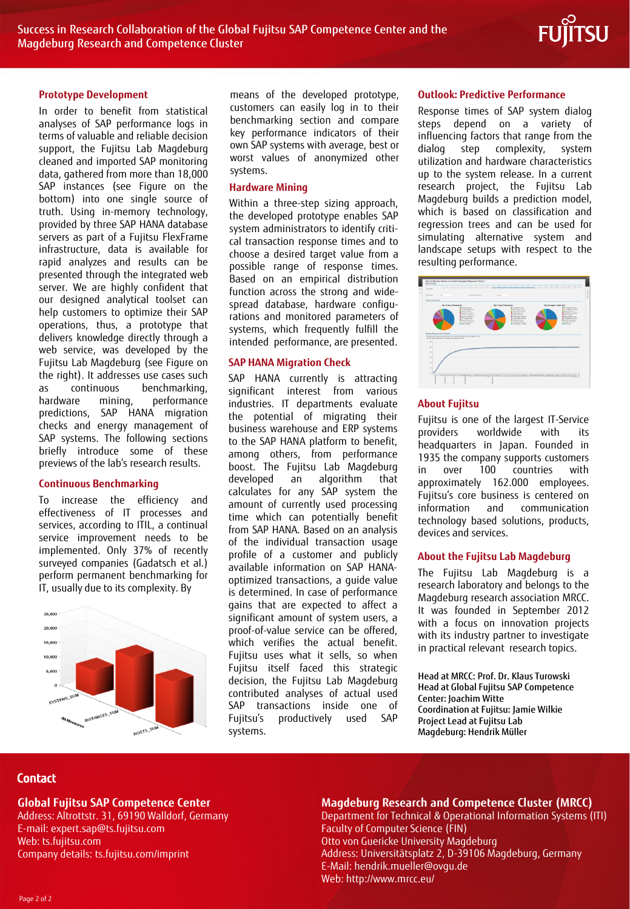## Prototype Development

In order to benefit from statistical analyses of SAP performance logs in terms of valuable and reliable decision support, the Fujitsu Lab Magdeburg cleaned and imported SAP monitoring data, gathered from more than 18,000 SAP instances (see Figure on the bottom) into one single source of truth. Using in-memory technology, provided by three SAP HANA database servers as part of a Fujitsu FlexFrame infrastructure, data is available for rapid analyzes and results can be presented through the integrated web server. We are highly confident that our designed analytical toolset can help customers to optimize their SAP operations, thus, a prototype that delivers knowledge directly through a web service, was developed by the Fujitsu Lab Magdeburg (see Figure on the right). It addresses use cases such as continuous benchmarking, hardware mining, performance predictions, SAP HANA migration checks and energy management of SAP systems. The following sections briefly introduce some of these previews of the lab's research results.

## Continuous Benchmarking

To increase the efficiency and effectiveness of IT processes and services, according to ITIL, a continual service improvement needs to be implemented. Only 37% of recently surveyed companies (Gadatsch et al.) perform permanent benchmarking for IT, usually due to its complexity. By means of the developed prototype, customers can easily log in to their benchmarking section and compare key performance indicators of their own SAP systems with average, best or worst values of anonymized other systems.

25,000
20,000
15,000
10,000
5,000
0
SYSTEMS_SUM
INSTANCES_SUM
HOSTS_SUM
All Measures

## Hardware Mining

Within a three-step sizing approach, the developed prototype enables SAP system administrators to identify critical transaction response times and to choose a desired target value from a possible range of response times. Based on an empirical distribution function across the strong and wide-spread database, hardware configurations and monitored parameters of systems, which frequently fulfill the intended performance, are presented.

## SAP HANA Migration Check

SAP HANA currently is attracting significant interest from various industries. IT departments evaluate the potential of migrating their business warehouse and ERP systems to the SAP HANA platform to benefit, among others, from performance boost. The Fujitsu Lab Magdeburg developed an algorithm that calculates for any SAP system the amount of currently used processing time which can potentially benefit from SAP HANA. Based on an analysis of the individual transaction usage profile of a customer and publicly available information on SAP HANA-optimized transactions, a guide value is determined. In case of performance gains that are expected to affect a significant amount of system users, a proof-of-value service can be offered, which verifies the actual benefit. Fujitsu uses what it sells, so when Fujitsu itself faced this strategic decision, the Fujitsu Lab Magdeburg contributed analyses of actual used SAP transactions inside one of Fujitsu's productively used SAP systems.

## Outlook: Predictive Performance

Response times of SAP system dialog steps depend on a variety of influencing factors that range from the dialog step complexity, system utilization and hardware characteristics up to the system release. In a current research project, the Fujitsu Lab Magdeburg builds a prediction model, which is based on classification and regression trees and can be used for simulating alternative system and landscape setups with respect to the resulting performance.

## About Fujitsu

Fujitsu is one of the largest IT-Service providers worldwide with its headquarters in Japan. Founded in 1935 the company supports customers in over 100 countries with approximately 162.000 employees. Fujitsu's core business is centered on information and communication technology based solutions, products, devices and services.

## About the Fujitsu Lab Magdeburg

The Fujitsu Lab Magdeburg is a research laboratory and belongs to the Magdeburg research association MRCC. It was founded in September 2012 with a focus on innovation projects with its industry partner to investigate in practical relevant research topics.

**Head at MRCC: Prof. Dr. Klaus Turowski**
**Head at Global Fujitsu SAP Competence Center: Joachim Witte**
**Coordination at Fujitsu: Jamie Wilkie**
**Project Lead at Fujitsu Lab Magdeburg: Hendrik Müller**

## Contact

### Global Fujitsu SAP Competence Center

Address: Altrottstr. 31, 69190 Walldorf, Germany
E-mail: expert.sap@ts.fujitsu.com
Web: ts.fujitsu.com
Company details: ts.fujitsu.com/imprint

### Magdeburg Research and Competence Cluster (MRCC)

Department for Technical & Operational Information Systems (ITI)
Faculty of Computer Science (FIN)
Otto von Guericke University Magdeburg
Address: Universitätsplatz 2, D-39106 Magdeburg, Germany
E-Mail: hendrik.mueller@ovgu.de
Web: http://www.mrcc.eu/